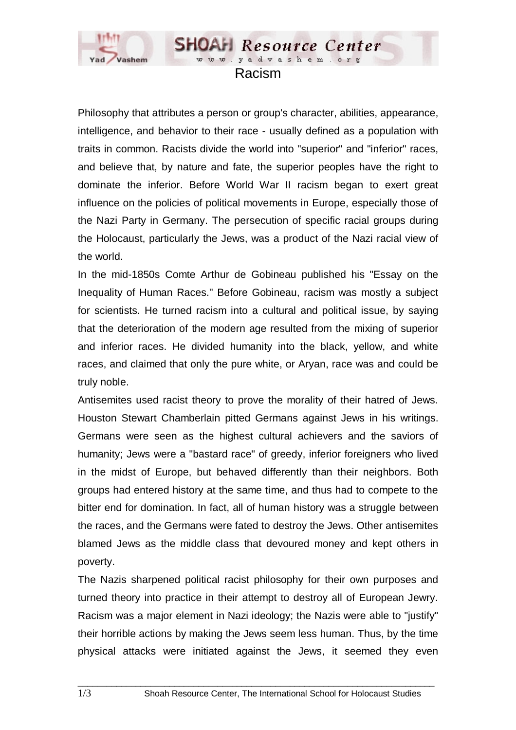# Racism

Philosophy that attributes a person or group's character, abilities, appearance, intelligence, and behavior to their race - usually defined as a population with traits in common. Racists divide the world into "superior" and "inferior" races, and believe that, by nature and fate, the superior peoples have the right to dominate the inferior. Before World War II racism began to exert great influence on the policies of political movements in Europe, especially those of the Nazi Party in Germany. The persecution of specific racial groups during the Holocaust, particularly the Jews, was a product of the Nazi racial view of the world.

In the mid-1850s Comte Arthur de Gobineau published his "Essay on the Inequality of Human Races." Before Gobineau, racism was mostly a subject for scientists. He turned racism into a cultural and political issue, by saying that the deterioration of the modern age resulted from the mixing of superior and inferior races. He divided humanity into the black, yellow, and white races, and claimed that only the pure white, or Aryan, race was and could be truly noble.

Antisemites used racist theory to prove the morality of their hatred of Jews. Houston Stewart Chamberlain pitted Germans against Jews in his writings. Germans were seen as the highest cultural achievers and the saviors of humanity; Jews were a "bastard race" of greedy, inferior foreigners who lived in the midst of Europe, but behaved differently than their neighbors. Both groups had entered history at the same time, and thus had to compete to the bitter end for domination. In fact, all of human history was a struggle between the races, and the Germans were fated to destroy the Jews. Other antisemites blamed Jews as the middle class that devoured money and kept others in poverty.

The Nazis sharpened political racist philosophy for their own purposes and turned theory into practice in their attempt to destroy all of European Jewry. Racism was a major element in Nazi ideology; the Nazis were able to "justify" their horrible actions by making the Jews seem less human. Thus, by the time physical attacks were initiated against the Jews, it seemed they even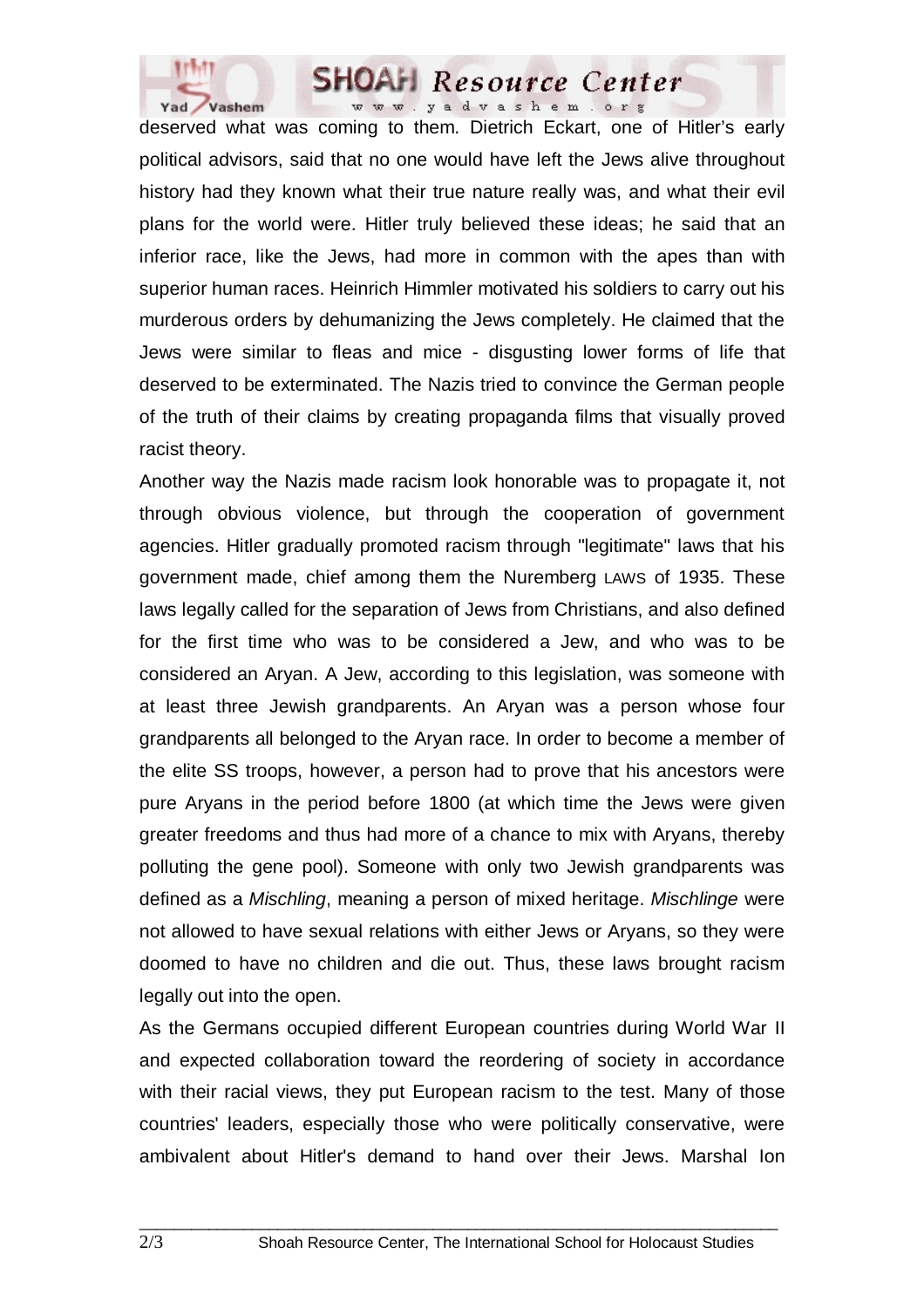deserved what was coming to them. Dietrich Eckart, one of Hitler's early political advisors, said that no one would have left the Jews alive throughout history had they known what their true nature really was, and what their evil plans for the world were. Hitler truly believed these ideas; he said that an inferior race, like the Jews, had more in common with the apes than with superior human races. Heinrich Himmler motivated his soldiers to carry out his murderous orders by dehumanizing the Jews completely. He claimed that the Jews were similar to fleas and mice - disgusting lower forms of life that deserved to be exterminated. The Nazis tried to convince the German people of the truth of their claims by creating propaganda films that visually proved racist theory.

Another way the Nazis made racism look honorable was to propagate it, not through obvious violence, but through the cooperation of government agencies. Hitler gradually promoted racism through "legitimate" laws that his government made, chief among them the Nuremberg LAWS of 1935. These laws legally called for the separation of Jews from Christians, and also defined for the first time who was to be considered a Jew, and who was to be considered an Aryan. A Jew, according to this legislation, was someone with at least three Jewish grandparents. An Aryan was a person whose four grandparents all belonged to the Aryan race. In order to become a member of the elite SS troops, however, a person had to prove that his ancestors were pure Aryans in the period before 1800 (at which time the Jews were given greater freedoms and thus had more of a chance to mix with Aryans, thereby polluting the gene pool). Someone with only two Jewish grandparents was defined as a *Mischling*, meaning a person of mixed heritage. *Mischlinge* were not allowed to have sexual relations with either Jews or Aryans, so they were doomed to have no children and die out. Thus, these laws brought racism legally out into the open.

As the Germans occupied different European countries during World War II and expected collaboration toward the reordering of society in accordance with their racial views, they put European racism to the test. Many of those countries' leaders, especially those who were politically conservative, were ambivalent about Hitler's demand to hand over their Jews. Marshal Ion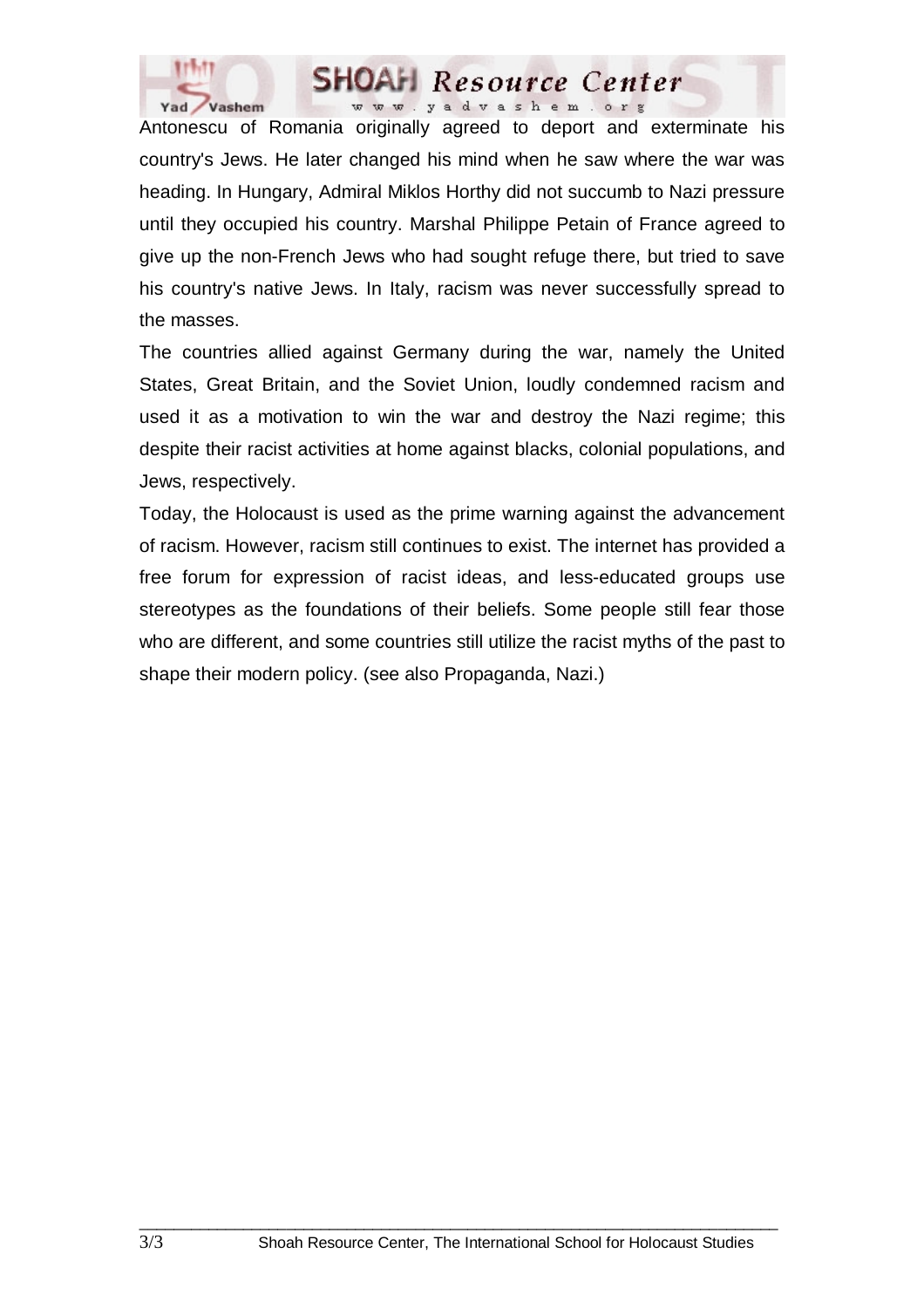Antonescu of Romania originally agreed to deport and exterminate his country's Jews. He later changed his mind when he saw where the war was heading. In Hungary, Admiral Miklos Horthy did not succumb to Nazi pressure until they occupied his country. Marshal Philippe Petain of France agreed to give up the non-French Jews who had sought refuge there, but tried to save his country's native Jews. In Italy, racism was never successfully spread to the masses.

The countries allied against Germany during the war, namely the United States, Great Britain, and the Soviet Union, loudly condemned racism and used it as a motivation to win the war and destroy the Nazi regime; this despite their racist activities at home against blacks, colonial populations, and Jews, respectively.

Today, the Holocaust is used as the prime warning against the advancement of racism. However, racism still continues to exist. The internet has provided a free forum for expression of racist ideas, and less-educated groups use stereotypes as the foundations of their beliefs. Some people still fear those who are different, and some countries still utilize the racist myths of the past to shape their modern policy. (see also Propaganda, Nazi.)